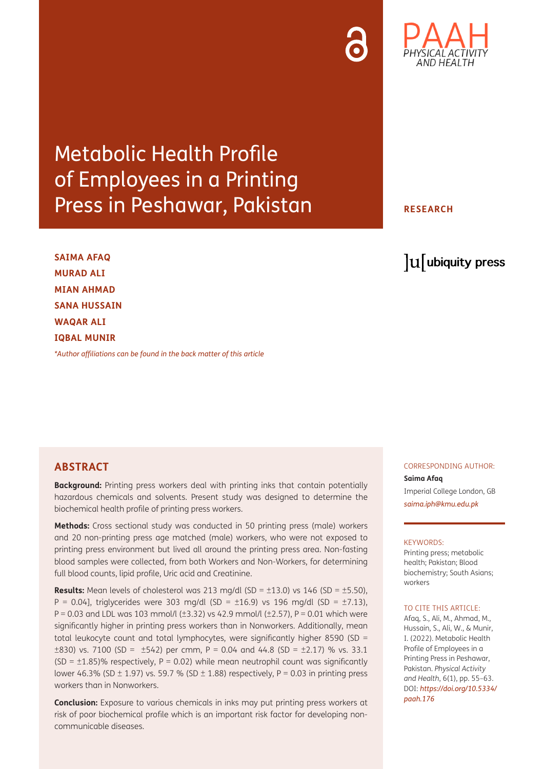# Metabolic Health Profile of Employees in a Printing Press in Peshawar, Pakistan

**RESEARCH**

**SAIMA AFAQ**
**MURAD ALI**
**MIAN AHMAD**
**SANA HUSSAIN**
**WAQAR ALI**
**IQBAL MUNIR**

*\*Author affiliations can be found in the back matter of this article*

## ABSTRACT

**Background:** Printing press workers deal with printing inks that contain potentially hazardous chemicals and solvents. Present study was designed to determine the biochemical health profile of printing press workers.

**Methods:** Cross sectional study was conducted in 50 printing press (male) workers and 20 non-printing press age matched (male) workers, who were not exposed to printing press environment but lived all around the printing press area. Non-fasting blood samples were collected, from both Workers and Non-Workers, for determining full blood counts, lipid profile, Uric acid and Creatinine.

**Results:** Mean levels of cholesterol was 213 mg/dl (SD = ±13.0) vs 146 (SD = ±5.50), P = 0.04], triglycerides were 303 mg/dl (SD = ±16.9) vs 196 mg/dl (SD = ±7.13), P = 0.03 and LDL was 103 mmol/l (±3.32) vs 42.9 mmol/l (±2.57), P = 0.01 which were significantly higher in printing press workers than in Nonworkers. Additionally, mean total leukocyte count and total lymphocytes, were significantly higher 8590 (SD = ±830) vs. 7100 (SD = ±542) per cmm, P = 0.04 and 44.8 (SD = ±2.17) % vs. 33.1 (SD = ±1.85)% respectively, P = 0.02) while mean neutrophil count was significantly lower 46.3% (SD ± 1.97) vs. 59.7 % (SD ± 1.88) respectively, P = 0.03 in printing press workers than in Nonworkers.

**Conclusion:** Exposure to various chemicals in inks may put printing press workers at risk of poor biochemical profile which is an important risk factor for developing non-communicable diseases.

CORRESPONDING AUTHOR:

**Saima Afaq**

Imperial College London, GB

*saima.iph@kmu.edu.pk*

KEYWORDS:

Printing press; metabolic health; Pakistan; Blood biochemistry; South Asians; workers

TO CITE THIS ARTICLE:

Afaq, S., Ali, M., Ahmad, M., Hussain, S., Ali, W., & Munir, I. (2022). Metabolic Health Profile of Employees in a Printing Press in Peshawar, Pakistan. *Physical Activity and Health*, 6(1), pp. 55–63. DOI: *https://doi.org/10.5334/paah.176*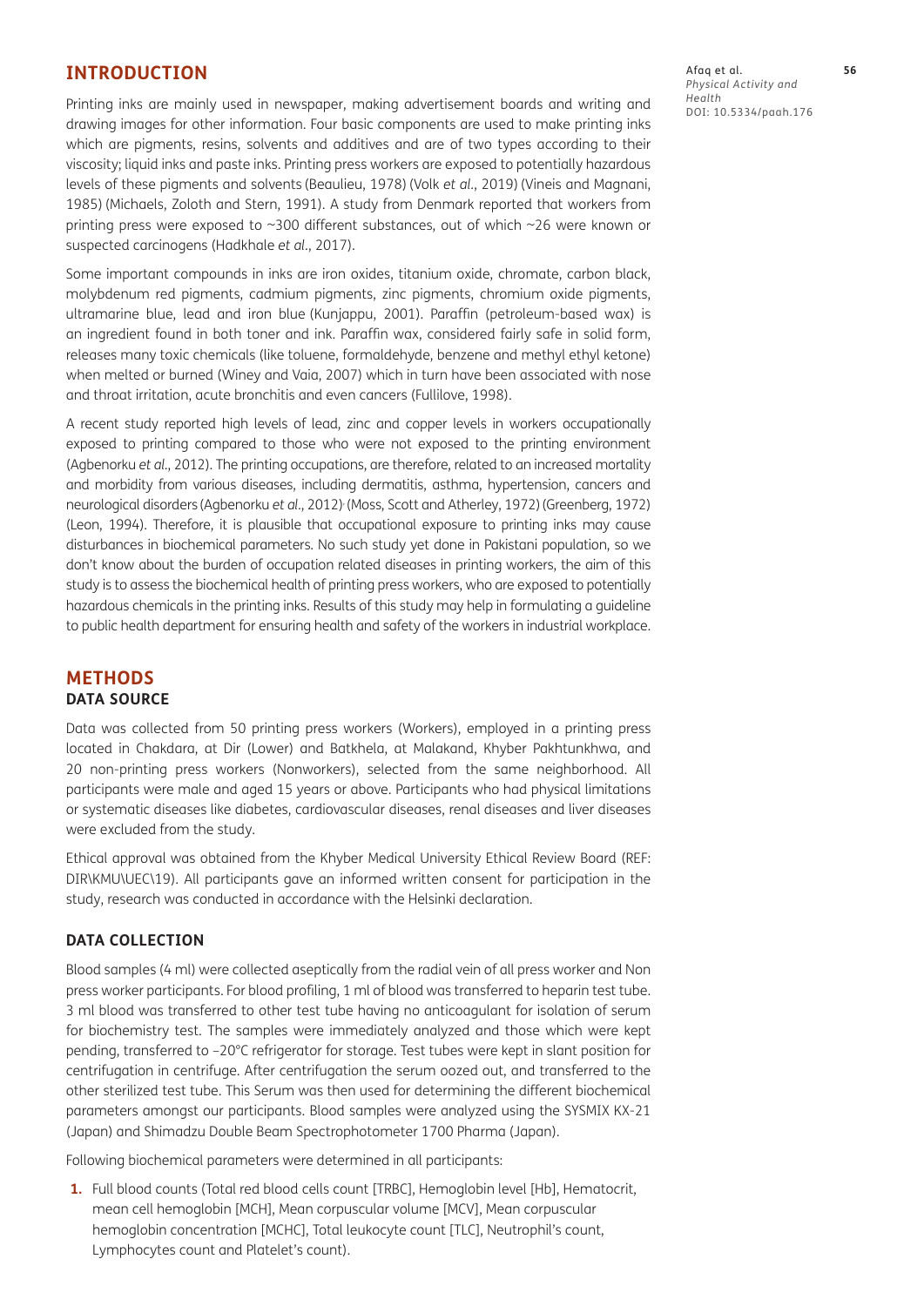## INTRODUCTION

Printing inks are mainly used in newspaper, making advertisement boards and writing and drawing images for other information. Four basic components are used to make printing inks which are pigments, resins, solvents and additives and are of two types according to their viscosity; liquid inks and paste inks. Printing press workers are exposed to potentially hazardous levels of these pigments and solvents (Beaulieu, 1978) (Volk *et al*., 2019) (Vineis and Magnani, 1985) (Michaels, Zoloth and Stern, 1991). A study from Denmark reported that workers from printing press were exposed to ~300 different substances, out of which ~26 were known or suspected carcinogens (Hadkhale *et al*., 2017).

Some important compounds in inks are iron oxides, titanium oxide, chromate, carbon black, molybdenum red pigments, cadmium pigments, zinc pigments, chromium oxide pigments, ultramarine blue, lead and iron blue (Kunjappu, 2001). Paraffin (petroleum-based wax) is an ingredient found in both toner and ink. Paraffin wax, considered fairly safe in solid form, releases many toxic chemicals (like toluene, formaldehyde, benzene and methyl ethyl ketone) when melted or burned (Winey and Vaia, 2007) which in turn have been associated with nose and throat irritation, acute bronchitis and even cancers (Fullilove, 1998).

A recent study reported high levels of lead, zinc and copper levels in workers occupationally exposed to printing compared to those who were not exposed to the printing environment (Agbenorku *et al*., 2012). The printing occupations, are therefore, related to an increased mortality and morbidity from various diseases, including dermatitis, asthma, hypertension, cancers and neurological disorders (Agbenorku *et al*., 2012) (Moss, Scott and Atherley, 1972) (Greenberg, 1972) (Leon, 1994). Therefore, it is plausible that occupational exposure to printing inks may cause disturbances in biochemical parameters. No such study yet done in Pakistani population, so we don't know about the burden of occupation related diseases in printing workers, the aim of this study is to assess the biochemical health of printing press workers, who are exposed to potentially hazardous chemicals in the printing inks. Results of this study may help in formulating a guideline to public health department for ensuring health and safety of the workers in industrial workplace.

## METHODS

### DATA SOURCE

Data was collected from 50 printing press workers (Workers), employed in a printing press located in Chakdara, at Dir (Lower) and Batkhela, at Malakand, Khyber Pakhtunkhwa, and 20 non-printing press workers (Nonworkers), selected from the same neighborhood. All participants were male and aged 15 years or above. Participants who had physical limitations or systematic diseases like diabetes, cardiovascular diseases, renal diseases and liver diseases were excluded from the study.

Ethical approval was obtained from the Khyber Medical University Ethical Review Board (REF: DIR\KMU\UEC\19). All participants gave an informed written consent for participation in the study, research was conducted in accordance with the Helsinki declaration.

### DATA COLLECTION

Blood samples (4 ml) were collected aseptically from the radial vein of all press worker and Non press worker participants. For blood profiling, 1 ml of blood was transferred to heparin test tube. 3 ml blood was transferred to other test tube having no anticoagulant for isolation of serum for biochemistry test. The samples were immediately analyzed and those which were kept pending, transferred to –20°C refrigerator for storage. Test tubes were kept in slant position for centrifugation in centrifuge. After centrifugation the serum oozed out, and transferred to the other sterilized test tube. This Serum was then used for determining the different biochemical parameters amongst our participants. Blood samples were analyzed using the SYSMIX KX-21 (Japan) and Shimadzu Double Beam Spectrophotometer 1700 Pharma (Japan).

Following biochemical parameters were determined in all participants:

1. Full blood counts (Total red blood cells count [TRBC], Hemoglobin level [Hb], Hematocrit, mean cell hemoglobin [MCH], Mean corpuscular volume [MCV], Mean corpuscular hemoglobin concentration [MCHC], Total leukocyte count [TLC], Neutrophil's count, Lymphocytes count and Platelet's count).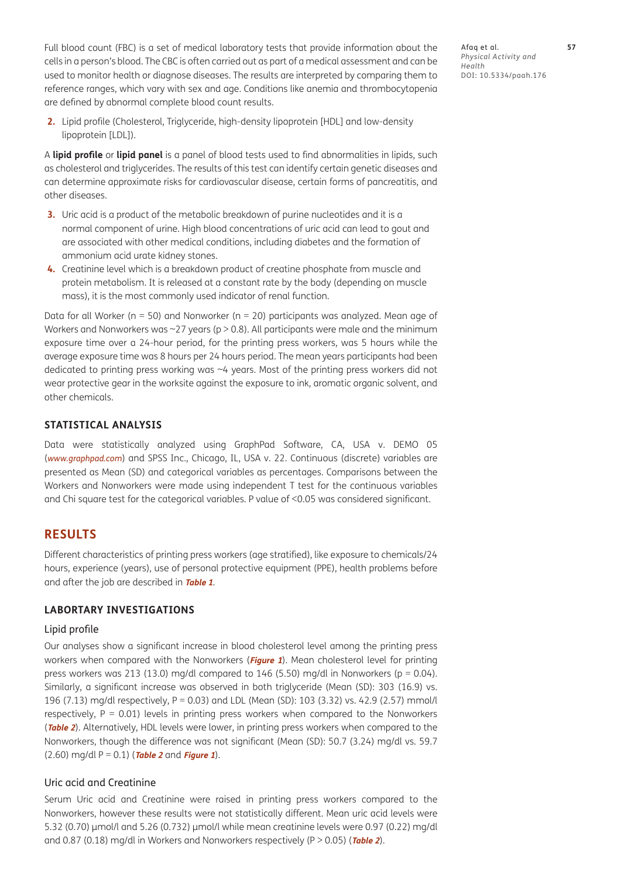Full blood count (FBC) is a set of medical laboratory tests that provide information about the cells in a person's blood. The CBC is often carried out as part of a medical assessment and can be used to monitor health or diagnose diseases. The results are interpreted by comparing them to reference ranges, which vary with sex and age. Conditions like anemia and thrombocytopenia are defined by abnormal complete blood count results.

2. Lipid profile (Cholesterol, Triglyceride, high-density lipoprotein [HDL] and low-density lipoprotein [LDL]).

A **lipid profile** or **lipid panel** is a panel of blood tests used to find abnormalities in lipids, such as cholesterol and triglycerides. The results of this test can identify certain genetic diseases and can determine approximate risks for cardiovascular disease, certain forms of pancreatitis, and other diseases.

3. Uric acid is a product of the metabolic breakdown of purine nucleotides and it is a normal component of urine. High blood concentrations of uric acid can lead to gout and are associated with other medical conditions, including diabetes and the formation of ammonium acid urate kidney stones.
4. Creatinine level which is a breakdown product of creatine phosphate from muscle and protein metabolism. It is released at a constant rate by the body (depending on muscle mass), it is the most commonly used indicator of renal function.

Data for all Worker ($n = 50$) and Nonworker ($n = 20$) participants was analyzed. Mean age of Workers and Nonworkers was ~27 years ($p > 0.8$). All participants were male and the minimum exposure time over a 24-hour period, for the printing press workers, was 5 hours while the average exposure time was 8 hours per 24 hours period. The mean years participants had been dedicated to printing press working was ~4 years. Most of the printing press workers did not wear protective gear in the worksite against the exposure to ink, aromatic organic solvent, and other chemicals.

### STATISTICAL ANALYSIS

Data were statistically analyzed using GraphPad Software, CA, USA v. DEMO 05 (*www.graphpad.com*) and SPSS Inc., Chicago, IL, USA v. 22. Continuous (discrete) variables are presented as Mean (SD) and categorical variables as percentages. Comparisons between the Workers and Nonworkers were made using independent T test for the continuous variables and Chi square test for the categorical variables. P value of <0.05 was considered significant.

## RESULTS

Different characteristics of printing press workers (age stratified), like exposure to chemicals/24 hours, experience (years), use of personal protective equipment (PPE), health problems before and after the job are described in ***Table 1***.

### LABORTARY INVESTIGATIONS

#### Lipid profile

Our analyses show a significant increase in blood cholesterol level among the printing press workers when compared with the Nonworkers (***Figure 1***). Mean cholesterol level for printing press workers was 213 (13.0) mg/dl compared to 146 (5.50) mg/dl in Nonworkers ($p = 0.04$). Similarly, a significant increase was observed in both triglyceride (Mean (SD): 303 (16.9) vs. 196 (7.13) mg/dl respectively, $P = 0.03$) and LDL (Mean (SD): 103 (3.32) vs. 42.9 (2.57) mmol/l respectively, $P = 0.01$) levels in printing press workers when compared to the Nonworkers (***Table 2***). Alternatively, HDL levels were lower, in printing press workers when compared to the Nonworkers, though the difference was not significant (Mean (SD): 50.7 (3.24) mg/dl vs. 59.7 (2.60) mg/dl $P = 0.1$) (***Table 2*** and ***Figure 1***).

#### Uric acid and Creatinine

Serum Uric acid and Creatinine were raised in printing press workers compared to the Nonworkers, however these results were not statistically different. Mean uric acid levels were 5.32 (0.70) µmol/l and 5.26 (0.732) µmol/l while mean creatinine levels were 0.97 (0.22) mg/dl and 0.87 (0.18) mg/dl in Workers and Nonworkers respectively ($P > 0.05$) (***Table 2***).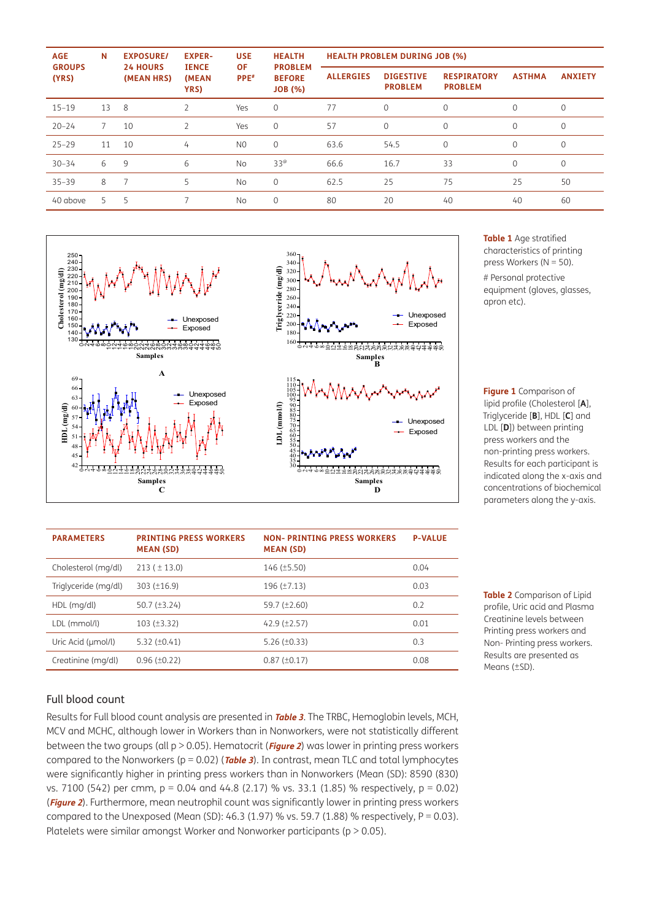| AGE GROUPS (YRS) | N | EXPOSURE/ 24 HOURS (MEAN HRS) | EXPER-IENCE (MEAN YRS) | USE OF PPE# | HEALTH PROBLEM BEFORE JOB (%) | HEALTH PROBLEM DURING JOB (%) | | | | |
|---|---|---|---|---|---|---|---|---|---|---|
| | | | | | | ALLERGIES | DIGESTIVE PROBLEM | RESPIRATORY PROBLEM | ASTHMA | ANXIETY |
| 15–19 | 13 | 8 | 2 | Yes | 0 | 77 | 0 | 0 | 0 | 0 |
| 20–24 | 7 | 10 | 2 | Yes | 0 | 57 | 0 | 0 | 0 | 0 |
| 25–29 | 11 | 10 | 4 | NO | 0 | 63.6 | 54.5 | 0 | 0 | 0 |
| 30–34 | 6 | 9 | 6 | No | 33@ | 66.6 | 16.7 | 33 | 0 | 0 |
| 35–39 | 8 | 7 | 5 | No | 0 | 62.5 | 25 | 75 | 25 | 50 |
| 40 above | 5 | 5 | 7 | No | 0 | 80 | 20 | 40 | 40 | 60 |

**Table 1** Age stratified characteristics of printing press Workers (N = 50).

# Personal protective equipment (gloves, glasses, apron etc).

**Figure 1** Comparison of lipid profile (Cholesterol [**A**], Triglyceride [**B**], HDL [**C**] and LDL [**D**]) between printing press workers and the non-printing press workers. Results for each participant is indicated along the x-axis and concentrations of biochemical parameters along the y-axis.

| PARAMETERS | PRINTING PRESS WORKERS MEAN (SD) | NON- PRINTING PRESS WORKERS MEAN (SD) | P-VALUE |
|---|---|---|---|
| Cholesterol (mg/dl) | 213 ( ± 13.0) | 146 (±5.50) | 0.04 |
| Triglyceride (mg/dl) | 303 (±16.9) | 196 (±7.13) | 0.03 |
| HDL (mg/dl) | 50.7 (±3.24) | 59.7 (±2.60) | 0.2 |
| LDL (mmol/l) | 103 (±3.32) | 42.9 (±2.57) | 0.01 |
| Uric Acid (µmol/l) | 5.32 (±0.41) | 5.26 (±0.33) | 0.3 |
| Creatinine (mg/dl) | 0.96 (±0.22) | 0.87 (±0.17) | 0.08 |

**Table 2** Comparison of Lipid profile, Uric acid and Plasma Creatinine levels between Printing press workers and Non- Printing press workers. Results are presented as Means (±SD).

### Full blood count

Results for Full blood count analysis are presented in ***Table 3***. The TRBC, Hemoglobin levels, MCH, MCV and MCHC, although lower in Workers than in Nonworkers, were not statistically different between the two groups (all $p > 0.05$). Hematocrit (***Figure 2***) was lower in printing press workers compared to the Nonworkers ($p = 0.02$) (***Table 3***). In contrast, mean TLC and total lymphocytes were significantly higher in printing press workers than in Nonworkers (Mean (SD): 8590 (830) vs. 7100 (542) per cmm, $p = 0.04$ and 44.8 (2.17) % vs. 33.1 (1.85) % respectively, $p = 0.02$) (***Figure 2***). Furthermore, mean neutrophil count was significantly lower in printing press workers compared to the Unexposed (Mean (SD): 46.3 (1.97) % vs. 59.7 (1.88) % respectively, $P = 0.03$). Platelets were similar amongst Worker and Nonworker participants ($p > 0.05$).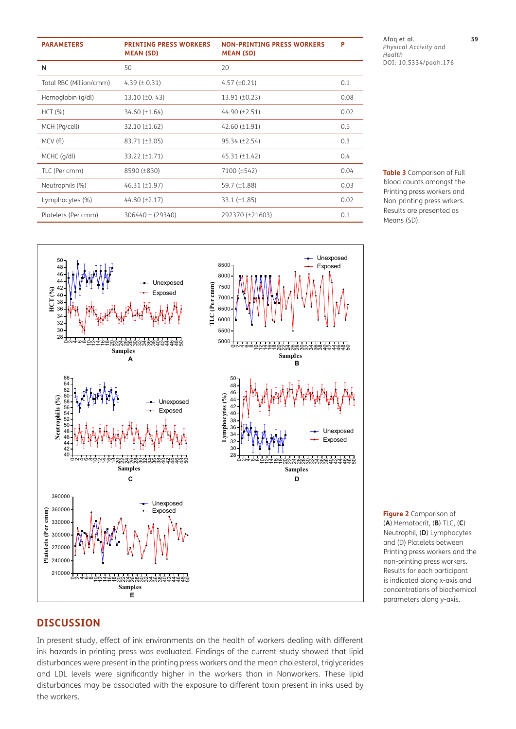| PARAMETERS | PRINTING PRESS WORKERS MEAN (SD) | NON-PRINTING PRESS WORKERS MEAN (SD) | P |
|---|---|---|---|
| N | 50 | 20 | |
| Total RBC (Million/cmm) | 4.39 (± 0.31) | 4.57 (±0.21) | 0.1 |
| Hemoglobin (g/dl) | 13.10 (±0. 43) | 13.91 (±0.23) | 0.08 |
| HCT (%) | 34.60 (±1.64) | 44.90 (±2.51) | 0.02 |
| MCH (Pg/cell) | 32.10 (±1.62) | 42.60 (±1.91) | 0.5 |
| MCV (fl) | 83.71 (±3.05) | 95.34 (±2.54) | 0.3 |
| MCHC (g/dl) | 33.22 (±1.71) | 45.31 (±1.42) | 0.4 |
| TLC (Per cmm) | 8590 (±830) | 7100 (±542) | 0.04 |
| Neutrophils (%) | 46.31 (±1.97) | 59.7 (±1.88) | 0.03 |
| Lymphocytes (%) | 44.80 (±2.17) | 33.1 (±1.85) | 0.02 |
| Platelets (Per cmm) | 306440 ± (29340) | 292370 (±21603) | 0.1 |

**Table 3** Comparison of Full blood counts amongst the Printing press workers and Non-printing press wrkers. Results are presented as Means (SD).

**Figure 2** Comparison of (**A**) Hematocrit, (**B**) TLC, (**C**) Neutrophil, (**D**) Lymphocytes and (D) Platelets between Printing press workers and the non-printing press workers. Results for each participant is indicated along x-axis and concentrations of biochemical parameters along y-axis.

## DISCUSSION

In present study, effect of ink environments on the health of workers dealing with different ink hazards in printing press was evaluated. Findings of the current study showed that lipid disturbances were present in the printing press workers and the mean cholesterol, triglycerides and LDL levels were significantly higher in the workers than in Nonworkers. These lipid disturbances may be associated with the exposure to different toxin present in inks used by the workers.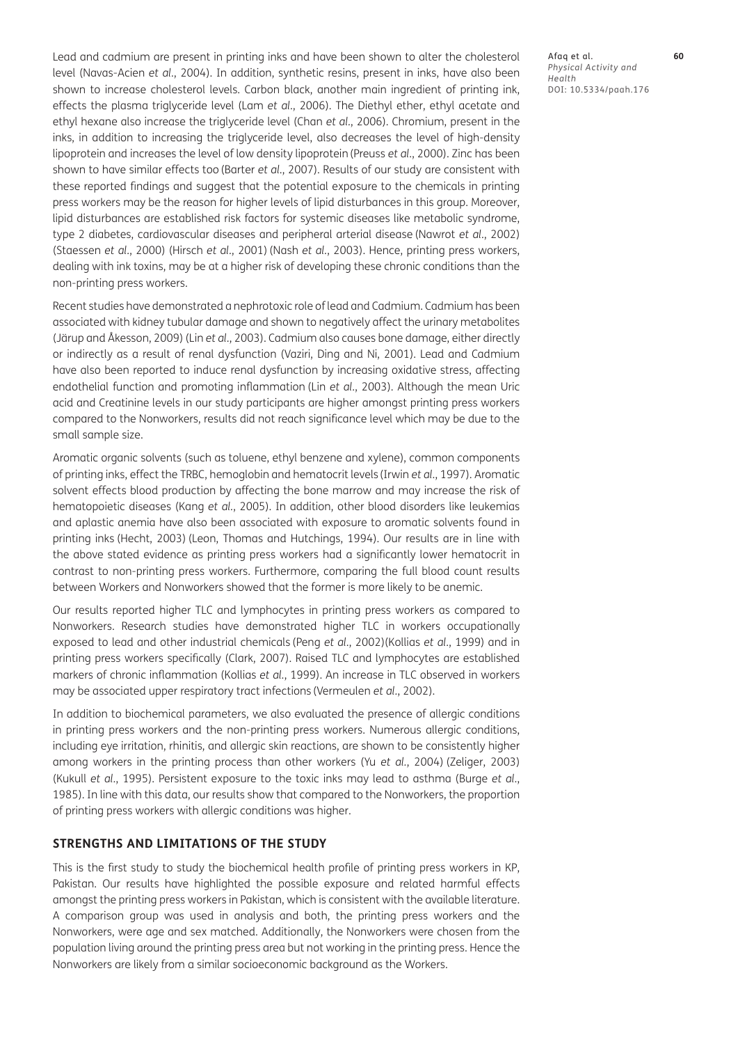Lead and cadmium are present in printing inks and have been shown to alter the cholesterol level (Navas-Acien *et al*., 2004). In addition, synthetic resins, present in inks, have also been shown to increase cholesterol levels. Carbon black, another main ingredient of printing ink, effects the plasma triglyceride level (Lam *et al*., 2006). The Diethyl ether, ethyl acetate and ethyl hexane also increase the triglyceride level (Chan *et al*., 2006). Chromium, present in the inks, in addition to increasing the triglyceride level, also decreases the level of high-density lipoprotein and increases the level of low density lipoprotein (Preuss *et al*., 2000). Zinc has been shown to have similar effects too (Barter *et al*., 2007). Results of our study are consistent with these reported findings and suggest that the potential exposure to the chemicals in printing press workers may be the reason for higher levels of lipid disturbances in this group. Moreover, lipid disturbances are established risk factors for systemic diseases like metabolic syndrome, type 2 diabetes, cardiovascular diseases and peripheral arterial disease (Nawrot *et al*., 2002) (Staessen *et al*., 2000) (Hirsch *et al*., 2001) (Nash *et al*., 2003). Hence, printing press workers, dealing with ink toxins, may be at a higher risk of developing these chronic conditions than the non-printing press workers.

Recent studies have demonstrated a nephrotoxic role of lead and Cadmium. Cadmium has been associated with kidney tubular damage and shown to negatively affect the urinary metabolites (Järup and Åkesson, 2009) (Lin *et al*., 2003). Cadmium also causes bone damage, either directly or indirectly as a result of renal dysfunction (Vaziri, Ding and Ni, 2001). Lead and Cadmium have also been reported to induce renal dysfunction by increasing oxidative stress, affecting endothelial function and promoting inflammation (Lin *et al*., 2003). Although the mean Uric acid and Creatinine levels in our study participants are higher amongst printing press workers compared to the Nonworkers, results did not reach significance level which may be due to the small sample size.

Aromatic organic solvents (such as toluene, ethyl benzene and xylene), common components of printing inks, effect the TRBC, hemoglobin and hematocrit levels (Irwin *et al*., 1997). Aromatic solvent effects blood production by affecting the bone marrow and may increase the risk of hematopoietic diseases (Kang *et al*., 2005). In addition, other blood disorders like leukemias and aplastic anemia have also been associated with exposure to aromatic solvents found in printing inks (Hecht, 2003) (Leon, Thomas and Hutchings, 1994). Our results are in line with the above stated evidence as printing press workers had a significantly lower hematocrit in contrast to non-printing press workers. Furthermore, comparing the full blood count results between Workers and Nonworkers showed that the former is more likely to be anemic.

Our results reported higher TLC and lymphocytes in printing press workers as compared to Nonworkers. Research studies have demonstrated higher TLC in workers occupationally exposed to lead and other industrial chemicals (Peng *et al*., 2002)(Kollias *et al*., 1999) and in printing press workers specifically (Clark, 2007). Raised TLC and lymphocytes are established markers of chronic inflammation (Kollias *et al*., 1999). An increase in TLC observed in workers may be associated upper respiratory tract infections (Vermeulen *et al*., 2002).

In addition to biochemical parameters, we also evaluated the presence of allergic conditions in printing press workers and the non-printing press workers. Numerous allergic conditions, including eye irritation, rhinitis, and allergic skin reactions, are shown to be consistently higher among workers in the printing process than other workers (Yu *et al*., 2004) (Zeliger, 2003) (Kukull *et al*., 1995). Persistent exposure to the toxic inks may lead to asthma (Burge *et al*., 1985). In line with this data, our results show that compared to the Nonworkers, the proportion of printing press workers with allergic conditions was higher.

## STRENGTHS AND LIMITATIONS OF THE STUDY

This is the first study to study the biochemical health profile of printing press workers in KP, Pakistan. Our results have highlighted the possible exposure and related harmful effects amongst the printing press workers in Pakistan, which is consistent with the available literature. A comparison group was used in analysis and both, the printing press workers and the Nonworkers, were age and sex matched. Additionally, the Nonworkers were chosen from the population living around the printing press area but not working in the printing press. Hence the Nonworkers are likely from a similar socioeconomic background as the Workers.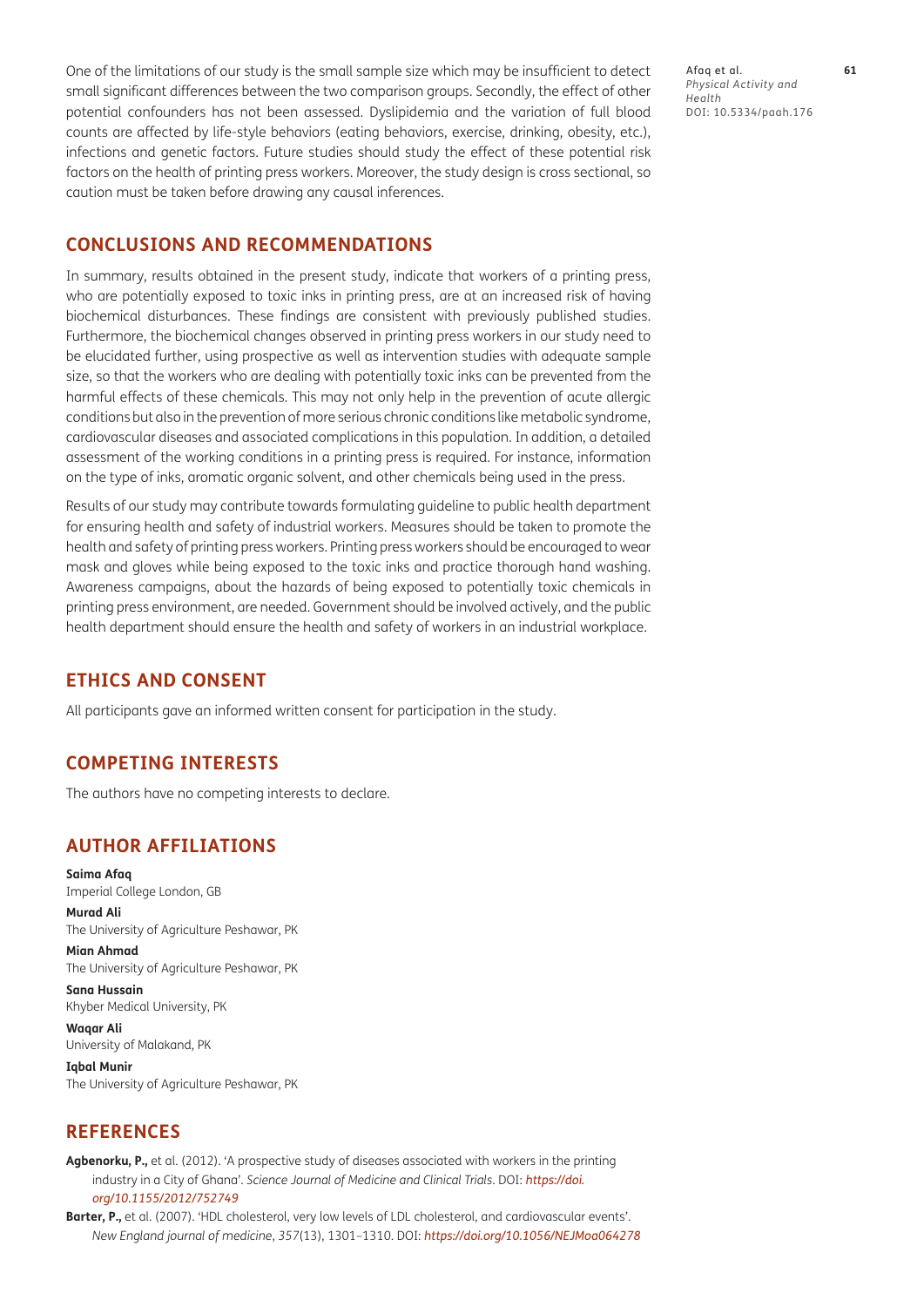One of the limitations of our study is the small sample size which may be insufficient to detect small significant differences between the two comparison groups. Secondly, the effect of other potential confounders has not been assessed. Dyslipidemia and the variation of full blood counts are affected by life-style behaviors (eating behaviors, exercise, drinking, obesity, etc.), infections and genetic factors. Future studies should study the effect of these potential risk factors on the health of printing press workers. Moreover, the study design is cross sectional, so caution must be taken before drawing any causal inferences.

## CONCLUSIONS AND RECOMMENDATIONS

In summary, results obtained in the present study, indicate that workers of a printing press, who are potentially exposed to toxic inks in printing press, are at an increased risk of having biochemical disturbances. These findings are consistent with previously published studies. Furthermore, the biochemical changes observed in printing press workers in our study need to be elucidated further, using prospective as well as intervention studies with adequate sample size, so that the workers who are dealing with potentially toxic inks can be prevented from the harmful effects of these chemicals. This may not only help in the prevention of acute allergic conditions but also in the prevention of more serious chronic conditions like metabolic syndrome, cardiovascular diseases and associated complications in this population. In addition, a detailed assessment of the working conditions in a printing press is required. For instance, information on the type of inks, aromatic organic solvent, and other chemicals being used in the press.

Results of our study may contribute towards formulating guideline to public health department for ensuring health and safety of industrial workers. Measures should be taken to promote the health and safety of printing press workers. Printing press workers should be encouraged to wear mask and gloves while being exposed to the toxic inks and practice thorough hand washing. Awareness campaigns, about the hazards of being exposed to potentially toxic chemicals in printing press environment, are needed. Government should be involved actively, and the public health department should ensure the health and safety of workers in an industrial workplace.

## ETHICS AND CONSENT

All participants gave an informed written consent for participation in the study.

## COMPETING INTERESTS

The authors have no competing interests to declare.

## AUTHOR AFFILIATIONS

**Saima Afaq**
Imperial College London, GB

**Murad Ali**
The University of Agriculture Peshawar, PK

**Mian Ahmad**
The University of Agriculture Peshawar, PK

**Sana Hussain**
Khyber Medical University, PK

**Waqar Ali**
University of Malakand, PK

**Iqbal Munir**
The University of Agriculture Peshawar, PK

## REFERENCES

**Agbenorku, P.,** et al. (2012). 'A prospective study of diseases associated with workers in the printing industry in a City of Ghana'. *Science Journal of Medicine and Clinical Trials*. DOI: *https://doi.org/10.1155/2012/752749*

**Barter, P.,** et al. (2007). 'HDL cholesterol, very low levels of LDL cholesterol, and cardiovascular events'. *New England journal of medicine*, *357*(13), 1301–1310. DOI: *https://doi.org/10.1056/NEJMoa064278*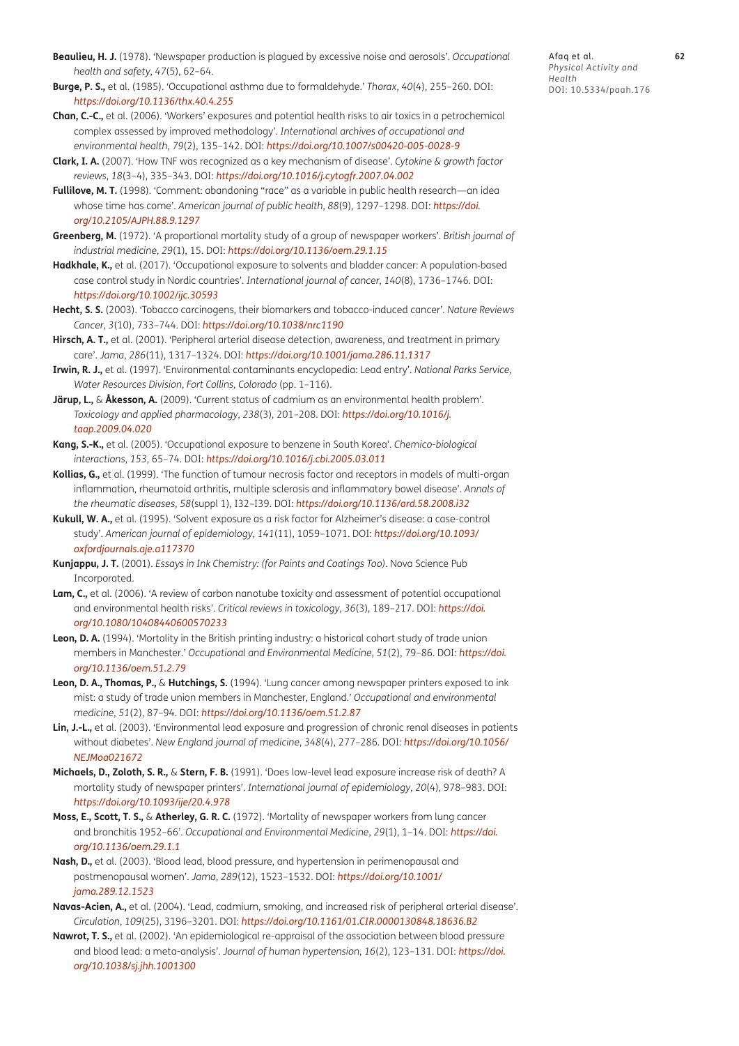**Beaulieu, H. J.** (1978). 'Newspaper production is plagued by excessive noise and aerosols'. *Occupational health and safety*, *47*(5), 62–64.

**Burge, P. S.,** et al. (1985). 'Occupational asthma due to formaldehyde.' *Thorax*, *40*(4), 255–260. DOI: *https://doi.org/10.1136/thx.40.4.255*

**Chan, C.-C.,** et al. (2006). 'Workers' exposures and potential health risks to air toxics in a petrochemical complex assessed by improved methodology'. *International archives of occupational and environmental health*, *79*(2), 135–142. DOI: *https://doi.org/10.1007/s00420-005-0028-9*

**Clark, I. A.** (2007). 'How TNF was recognized as a key mechanism of disease'. *Cytokine & growth factor reviews*, *18*(3–4), 335–343. DOI: *https://doi.org/10.1016/j.cytogfr.2007.04.002*

**Fullilove, M. T.** (1998). 'Comment: abandoning "race" as a variable in public health research—an idea whose time has come'. *American journal of public health*, *88*(9), 1297–1298. DOI: *https://doi.org/10.2105/AJPH.88.9.1297*

**Greenberg, M.** (1972). 'A proportional mortality study of a group of newspaper workers'. *British journal of industrial medicine*, *29*(1), 15. DOI: *https://doi.org/10.1136/oem.29.1.15*

**Hadkhale, K.,** et al. (2017). 'Occupational exposure to solvents and bladder cancer: A population-based case control study in Nordic countries'. *International journal of cancer*, *140*(8), 1736–1746. DOI: *https://doi.org/10.1002/ijc.30593*

**Hecht, S. S.** (2003). 'Tobacco carcinogens, their biomarkers and tobacco-induced cancer'. *Nature Reviews Cancer*, *3*(10), 733–744. DOI: *https://doi.org/10.1038/nrc1190*

**Hirsch, A. T.,** et al. (2001). 'Peripheral arterial disease detection, awareness, and treatment in primary care'. *Jama*, *286*(11), 1317–1324. DOI: *https://doi.org/10.1001/jama.286.11.1317*

**Irwin, R. J.,** et al. (1997). 'Environmental contaminants encyclopedia: Lead entry'. *National Parks Service, Water Resources Division, Fort Collins, Colorado* (pp. 1–116).

**Järup, L.,** & **Åkesson, A.** (2009). 'Current status of cadmium as an environmental health problem'. *Toxicology and applied pharmacology*, *238*(3), 201–208. DOI: *https://doi.org/10.1016/j.taap.2009.04.020*

**Kang, S.-K.,** et al. (2005). 'Occupational exposure to benzene in South Korea'. *Chemico-biological interactions*, *153*, 65–74. DOI: *https://doi.org/10.1016/j.cbi.2005.03.011*

**Kollias, G.,** et al. (1999). 'The function of tumour necrosis factor and receptors in models of multi-organ inflammation, rheumatoid arthritis, multiple sclerosis and inflammatory bowel disease'. *Annals of the rheumatic diseases*, *58*(suppl 1), I32–I39. DOI: *https://doi.org/10.1136/ard.58.2008.i32*

**Kukull, W. A.,** et al. (1995). 'Solvent exposure as a risk factor for Alzheimer's disease: a case-control study'. *American journal of epidemiology*, *141*(11), 1059–1071. DOI: *https://doi.org/10.1093/oxfordjournals.aje.a117370*

**Kunjappu, J. T.** (2001). *Essays in Ink Chemistry: (for Paints and Coatings Too)*. Nova Science Pub Incorporated.

**Lam, C.,** et al. (2006). 'A review of carbon nanotube toxicity and assessment of potential occupational and environmental health risks'. *Critical reviews in toxicology*, *36*(3), 189–217. DOI: *https://doi.org/10.1080/10408440600570233*

**Leon, D. A.** (1994). 'Mortality in the British printing industry: a historical cohort study of trade union members in Manchester.' *Occupational and Environmental Medicine*, *51*(2), 79–86. DOI: *https://doi.org/10.1136/oem.51.2.79*

**Leon, D. A., Thomas, P.,** & **Hutchings, S.** (1994). 'Lung cancer among newspaper printers exposed to ink mist: a study of trade union members in Manchester, England.' *Occupational and environmental medicine*, *51*(2), 87–94. DOI: *https://doi.org/10.1136/oem.51.2.87*

**Lin, J.-L.,** et al. (2003). 'Environmental lead exposure and progression of chronic renal diseases in patients without diabetes'. *New England journal of medicine*, *348*(4), 277–286. DOI: *https://doi.org/10.1056/NEJMoa021672*

**Michaels, D., Zoloth, S. R.,** & **Stern, F. B.** (1991). 'Does low-level lead exposure increase risk of death? A mortality study of newspaper printers'. *International journal of epidemiology*, *20*(4), 978–983. DOI: *https://doi.org/10.1093/ije/20.4.978*

**Moss, E., Scott, T. S.,** & **Atherley, G. R. C.** (1972). 'Mortality of newspaper workers from lung cancer and bronchitis 1952–66'. *Occupational and Environmental Medicine*, *29*(1), 1–14. DOI: *https://doi.org/10.1136/oem.29.1.1*

**Nash, D.,** et al. (2003). 'Blood lead, blood pressure, and hypertension in perimenopausal and postmenopausal women'. *Jama*, *289*(12), 1523–1532. DOI: *https://doi.org/10.1001/jama.289.12.1523*

**Navas-Acien, A.,** et al. (2004). 'Lead, cadmium, smoking, and increased risk of peripheral arterial disease'. *Circulation*, *109*(25), 3196–3201. DOI: *https://doi.org/10.1161/01.CIR.0000130848.18636.B2*

**Nawrot, T. S.,** et al. (2002). 'An epidemiological re-appraisal of the association between blood pressure and blood lead: a meta-analysis'. *Journal of human hypertension*, *16*(2), 123–131. DOI: *https://doi.org/10.1038/sj.jhh.1001300*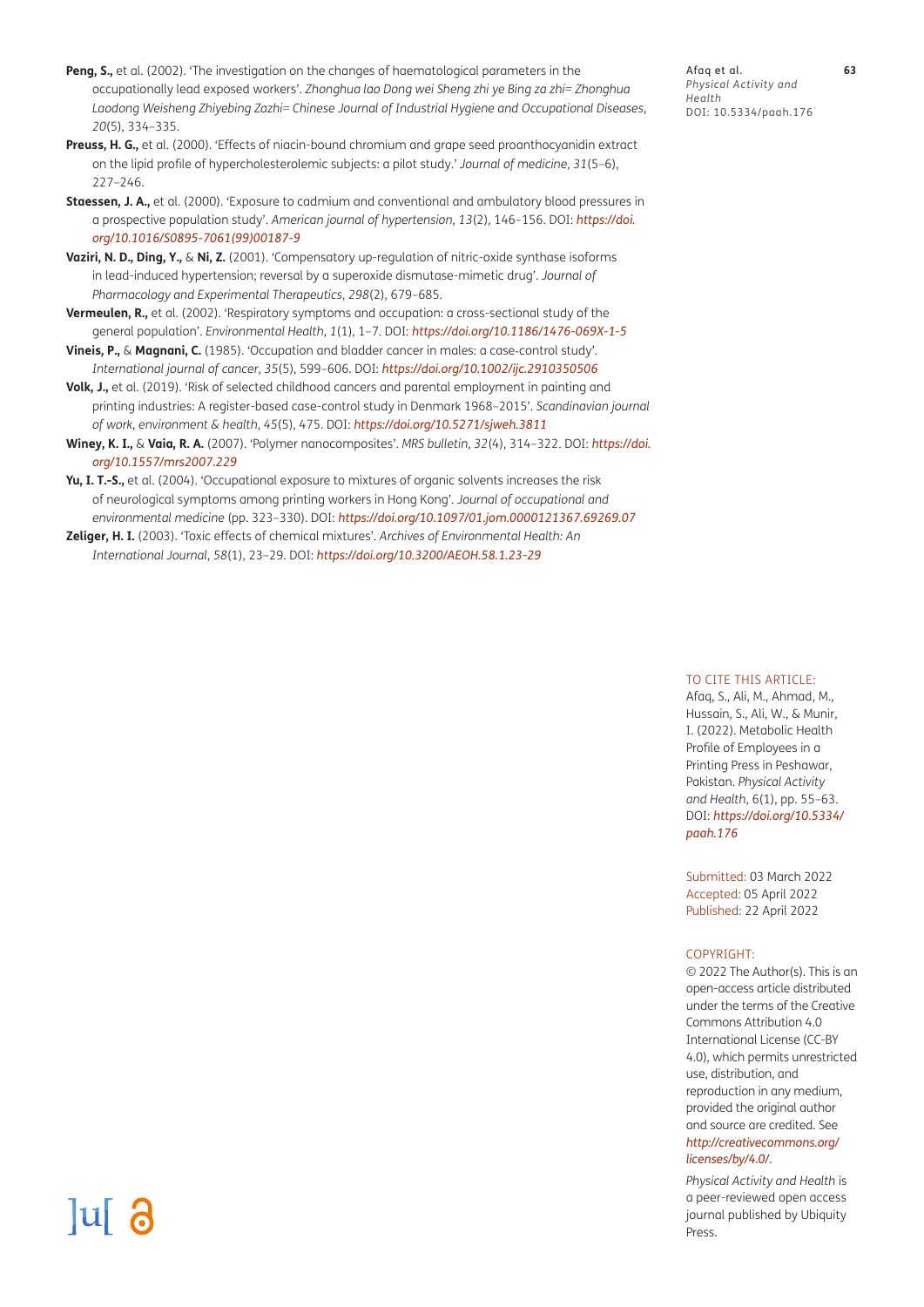**Peng, S.,** et al. (2002). 'The investigation on the changes of haematological parameters in the occupationally lead exposed workers'. *Zhonghua lao Dong wei Sheng zhi ye Bing za zhi= Zhonghua Laodong Weisheng Zhiyebing Zazhi= Chinese Journal of Industrial Hygiene and Occupational Diseases*, *20*(5), 334–335.

**Preuss, H. G.,** et al. (2000). 'Effects of niacin-bound chromium and grape seed proanthocyanidin extract on the lipid profile of hypercholesterolemic subjects: a pilot study.' *Journal of medicine*, *31*(5–6), 227–246.

**Staessen, J. A.,** et al. (2000). 'Exposure to cadmium and conventional and ambulatory blood pressures in a prospective population study'. *American journal of hypertension*, *13*(2), 146–156. DOI: *https://doi.org/10.1016/S0895-7061(99)00187-9*

**Vaziri, N. D., Ding, Y.,** & **Ni, Z.** (2001). 'Compensatory up-regulation of nitric-oxide synthase isoforms in lead-induced hypertension; reversal by a superoxide dismutase-mimetic drug'. *Journal of Pharmacology and Experimental Therapeutics*, *298*(2), 679–685.

**Vermeulen, R.,** et al. (2002). 'Respiratory symptoms and occupation: a cross-sectional study of the general population'. *Environmental Health*, *1*(1), 1–7. DOI: *https://doi.org/10.1186/1476-069X-1-5*

**Vineis, P.,** & **Magnani, C.** (1985). 'Occupation and bladder cancer in males: a case-control study'. *International journal of cancer*, *35*(5), 599–606. DOI: *https://doi.org/10.1002/ijc.2910350506*

**Volk, J.,** et al. (2019). 'Risk of selected childhood cancers and parental employment in painting and printing industries: A register-based case-control study in Denmark 1968–2015'. *Scandinavian journal of work, environment & health*, *45*(5), 475. DOI: *https://doi.org/10.5271/sjweh.3811*

**Winey, K. I.,** & **Vaia, R. A.** (2007). 'Polymer nanocomposites'. *MRS bulletin*, *32*(4), 314–322. DOI: *https://doi.org/10.1557/mrs2007.229*

**Yu, I. T.-S.,** et al. (2004). 'Occupational exposure to mixtures of organic solvents increases the risk of neurological symptoms among printing workers in Hong Kong'. *Journal of occupational and environmental medicine* (pp. 323–330). DOI: *https://doi.org/10.1097/01.jom.0000121367.69269.07*

**Zeliger, H. I.** (2003). 'Toxic effects of chemical mixtures'. *Archives of Environmental Health: An International Journal*, *58*(1), 23–29. DOI: *https://doi.org/10.3200/AEOH.58.1.23-29*

TO CITE THIS ARTICLE:

Afaq, S., Ali, M., Ahmad, M., Hussain, S., Ali, W., & Munir, I. (2022). Metabolic Health Profile of Employees in a Printing Press in Peshawar, Pakistan. *Physical Activity and Health*, 6(1), pp. 55–63. DOI: *https://doi.org/10.5334/paah.176*

Submitted: 03 March 2022
Accepted: 05 April 2022
Published: 22 April 2022

COPYRIGHT:

© 2022 The Author(s). This is an open-access article distributed under the terms of the Creative Commons Attribution 4.0 International License (CC-BY 4.0), which permits unrestricted use, distribution, and reproduction in any medium, provided the original author and source are credited. See *http://creativecommons.org/licenses/by/4.0/*.

*Physical Activity and Health* is a peer-reviewed open access journal published by Ubiquity Press.